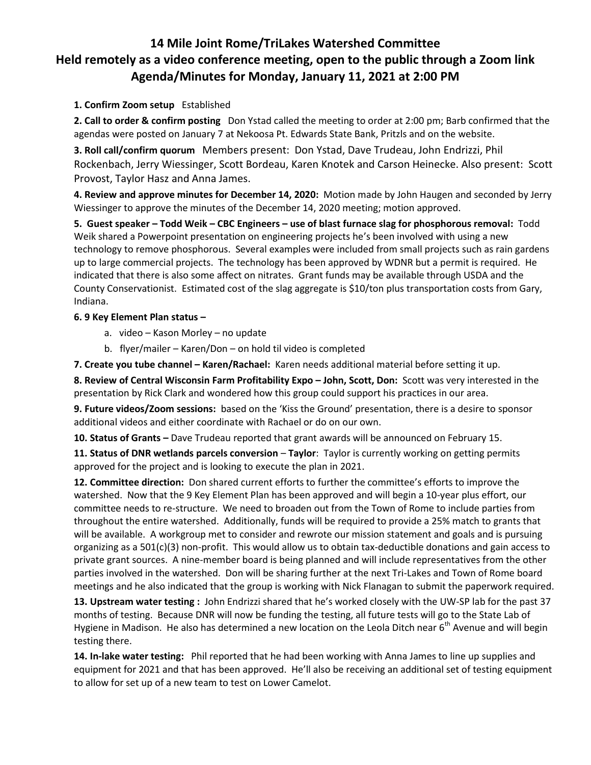# 14 Mile Joint Rome/TriLakes Watershed Committee
# Held remotely as a video conference meeting, open to the public through a Zoom link
# Agenda/Minutes for Monday, January 11, 2021 at 2:00 PM

**1. Confirm Zoom setup** Established

**2. Call to order & confirm posting** Don Ystad called the meeting to order at 2:00 pm; Barb confirmed that the agendas were posted on January 7 at Nekoosa Pt. Edwards State Bank, Pritzls and on the website.

**3. Roll call/confirm quorum** Members present: Don Ystad, Dave Trudeau, John Endrizzi, Phil Rockenbach, Jerry Wiessinger, Scott Bordeau, Karen Knotek and Carson Heinecke. Also present: Scott Provost, Taylor Hasz and Anna James.

**4. Review and approve minutes for December 14, 2020:** Motion made by John Haugen and seconded by Jerry Wiessinger to approve the minutes of the December 14, 2020 meeting; motion approved.

**5. Guest speaker – Todd Weik – CBC Engineers – use of blast furnace slag for phosphorous removal:** Todd Weik shared a Powerpoint presentation on engineering projects he's been involved with using a new technology to remove phosphorous. Several examples were included from small projects such as rain gardens up to large commercial projects. The technology has been approved by WDNR but a permit is required. He indicated that there is also some affect on nitrates. Grant funds may be available through USDA and the County Conservationist. Estimated cost of the slag aggregate is $10/ton plus transportation costs from Gary, Indiana.

**6. 9 Key Element Plan status –**

a. video – Kason Morley – no update

b. flyer/mailer – Karen/Don – on hold til video is completed

**7. Create you tube channel – Karen/Rachael:** Karen needs additional material before setting it up.

**8. Review of Central Wisconsin Farm Profitability Expo – John, Scott, Don:** Scott was very interested in the presentation by Rick Clark and wondered how this group could support his practices in our area.

**9. Future videos/Zoom sessions:** based on the 'Kiss the Ground' presentation, there is a desire to sponsor additional videos and either coordinate with Rachael or do on our own.

**10. Status of Grants –** Dave Trudeau reported that grant awards will be announced on February 15.

**11. Status of DNR wetlands parcels conversion** – **Taylor**: Taylor is currently working on getting permits approved for the project and is looking to execute the plan in 2021.

**12. Committee direction:** Don shared current efforts to further the committee's efforts to improve the watershed. Now that the 9 Key Element Plan has been approved and will begin a 10-year plus effort, our committee needs to re-structure. We need to broaden out from the Town of Rome to include parties from throughout the entire watershed. Additionally, funds will be required to provide a 25% match to grants that will be available. A workgroup met to consider and rewrote our mission statement and goals and is pursuing organizing as a 501(c)(3) non-profit. This would allow us to obtain tax-deductible donations and gain access to private grant sources. A nine-member board is being planned and will include representatives from the other parties involved in the watershed. Don will be sharing further at the next Tri-Lakes and Town of Rome board meetings and he also indicated that the group is working with Nick Flanagan to submit the paperwork required.

**13. Upstream water testing :** John Endrizzi shared that he's worked closely with the UW-SP lab for the past 37 months of testing. Because DNR will now be funding the testing, all future tests will go to the State Lab of Hygiene in Madison. He also has determined a new location on the Leola Ditch near 6th Avenue and will begin testing there.

**14. In-lake water testing:** Phil reported that he had been working with Anna James to line up supplies and equipment for 2021 and that has been approved. He'll also be receiving an additional set of testing equipment to allow for set up of a new team to test on Lower Camelot.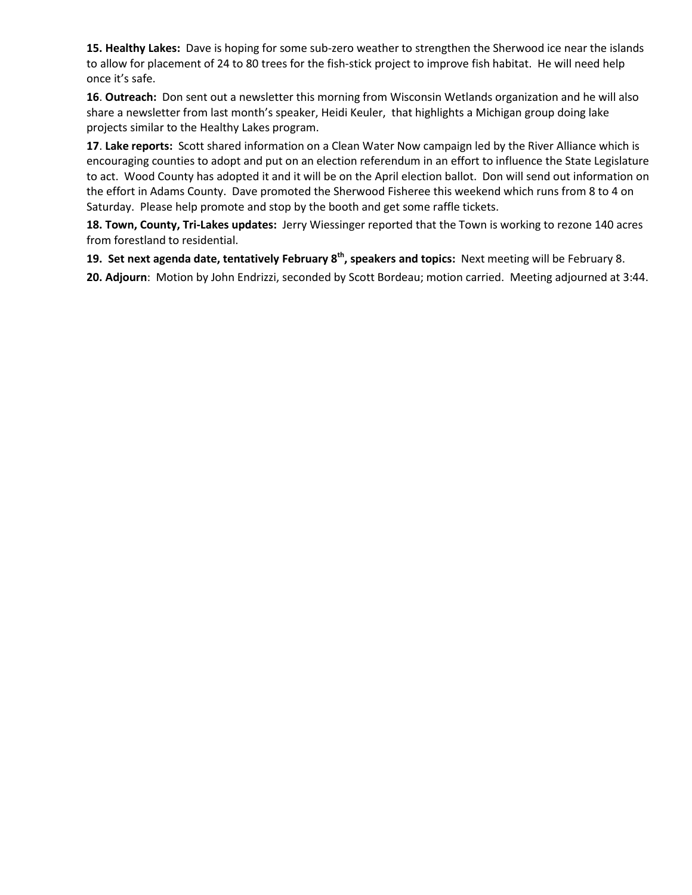**15. Healthy Lakes:** Dave is hoping for some sub-zero weather to strengthen the Sherwood ice near the islands to allow for placement of 24 to 80 trees for the fish-stick project to improve fish habitat. He will need help once it's safe.

**16**. **Outreach:** Don sent out a newsletter this morning from Wisconsin Wetlands organization and he will also share a newsletter from last month's speaker, Heidi Keuler, that highlights a Michigan group doing lake projects similar to the Healthy Lakes program.

**17**. **Lake reports:** Scott shared information on a Clean Water Now campaign led by the River Alliance which is encouraging counties to adopt and put on an election referendum in an effort to influence the State Legislature to act. Wood County has adopted it and it will be on the April election ballot. Don will send out information on the effort in Adams County. Dave promoted the Sherwood Fisheree this weekend which runs from 8 to 4 on Saturday. Please help promote and stop by the booth and get some raffle tickets.

**18. Town, County, Tri-Lakes updates:** Jerry Wiessinger reported that the Town is working to rezone 140 acres from forestland to residential.

**19. Set next agenda date, tentatively February 8th, speakers and topics:** Next meeting will be February 8.

**20. Adjourn**: Motion by John Endrizzi, seconded by Scott Bordeau; motion carried. Meeting adjourned at 3:44.